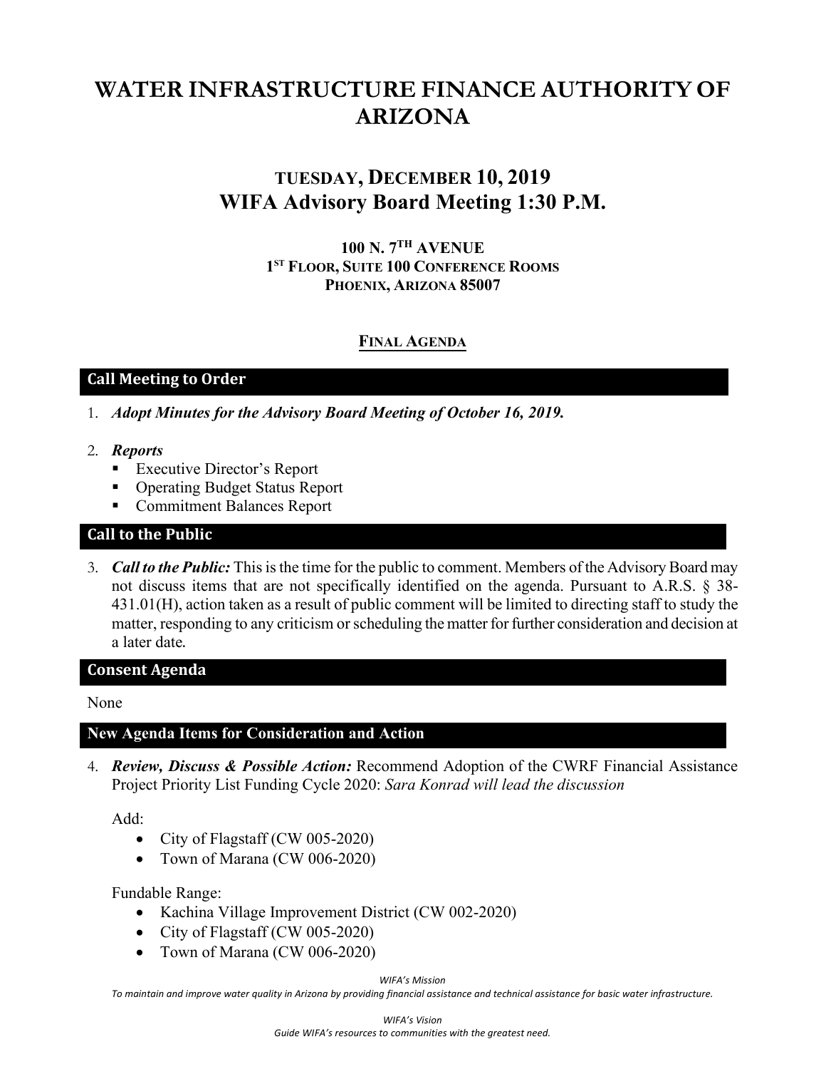# WATER INFRASTRUCTURE FINANCE AUTHORITY OF ARIZONA

## TUESDAY, DECEMBER 10, 2019
## WIFA Advisory Board Meeting 1:30 P.M.

**100 N. 7TH AVENUE**
**1ST FLOOR, SUITE 100 CONFERENCE ROOMS**
**PHOENIX, ARIZONA 85007**

**FINAL AGENDA**

### Call Meeting to Order

1. ***Adopt Minutes for the Advisory Board Meeting of October 16, 2019.***

2. ***Reports***
   - Executive Director's Report
   - Operating Budget Status Report
   - Commitment Balances Report

### Call to the Public

3. ***Call to the Public:*** This is the time for the public to comment. Members of the Advisory Board may not discuss items that are not specifically identified on the agenda. Pursuant to A.R.S. § 38-431.01(H), action taken as a result of public comment will be limited to directing staff to study the matter, responding to any criticism or scheduling the matter for further consideration and decision at a later date.

### Consent Agenda

None

### New Agenda Items for Consideration and Action

4. ***Review, Discuss & Possible Action:*** Recommend Adoption of the CWRF Financial Assistance Project Priority List Funding Cycle 2020: *Sara Konrad will lead the discussion*

   Add:
   - City of Flagstaff (CW 005-2020)
   - Town of Marana (CW 006-2020)

   Fundable Range:
   - Kachina Village Improvement District (CW 002-2020)
   - City of Flagstaff (CW 005-2020)
   - Town of Marana (CW 006-2020)

*WIFA's Mission*
*To maintain and improve water quality in Arizona by providing financial assistance and technical assistance for basic water infrastructure.*

*WIFA's Vision*
*Guide WIFA's resources to communities with the greatest need.*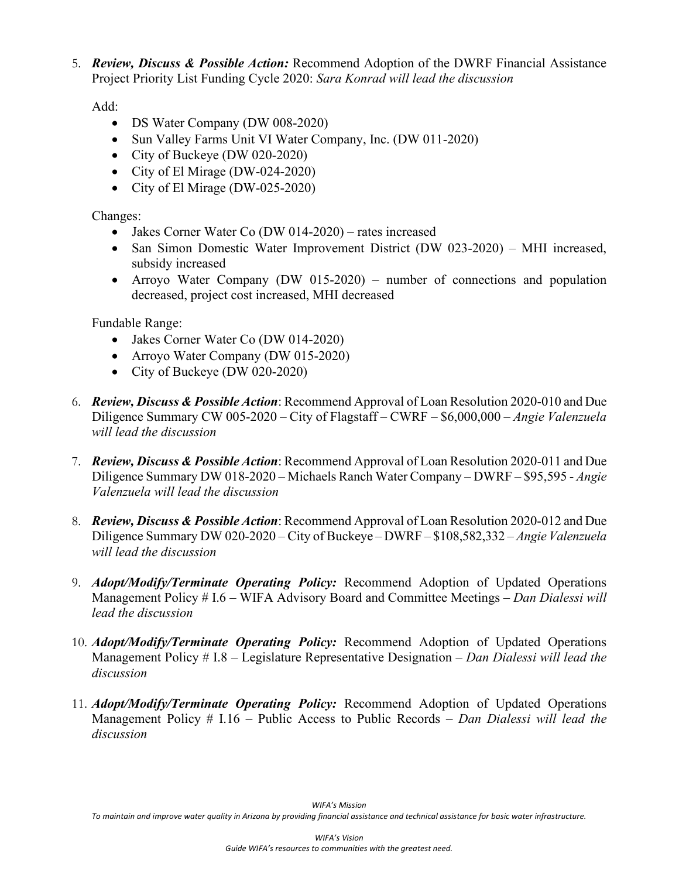5. ***Review, Discuss & Possible Action:*** Recommend Adoption of the DWRF Financial Assistance Project Priority List Funding Cycle 2020: *Sara Konrad will lead the discussion*

   Add:
   - DS Water Company (DW 008-2020)
   - Sun Valley Farms Unit VI Water Company, Inc. (DW 011-2020)
   - City of Buckeye (DW 020-2020)
   - City of El Mirage (DW-024-2020)
   - City of El Mirage (DW-025-2020)

   Changes:
   - Jakes Corner Water Co (DW 014-2020) – rates increased
   - San Simon Domestic Water Improvement District (DW 023-2020) – MHI increased, subsidy increased
   - Arroyo Water Company (DW 015-2020) – number of connections and population decreased, project cost increased, MHI decreased

   Fundable Range:
   - Jakes Corner Water Co (DW 014-2020)
   - Arroyo Water Company (DW 015-2020)
   - City of Buckeye (DW 020-2020)

6. ***Review, Discuss & Possible Action***: Recommend Approval of Loan Resolution 2020-010 and Due Diligence Summary CW 005-2020 – City of Flagstaff – CWRF – $6,000,000 – *Angie Valenzuela will lead the discussion*

7. ***Review, Discuss & Possible Action***: Recommend Approval of Loan Resolution 2020-011 and Due Diligence Summary DW 018-2020 – Michaels Ranch Water Company – DWRF – $95,595 - *Angie Valenzuela will lead the discussion*

8. ***Review, Discuss & Possible Action***: Recommend Approval of Loan Resolution 2020-012 and Due Diligence Summary DW 020-2020 – City of Buckeye – DWRF – $108,582,332 – *Angie Valenzuela will lead the discussion*

9. ***Adopt/Modify/Terminate Operating Policy:*** Recommend Adoption of Updated Operations Management Policy # I.6 – WIFA Advisory Board and Committee Meetings – *Dan Dialessi will lead the discussion*

10. ***Adopt/Modify/Terminate Operating Policy:*** Recommend Adoption of Updated Operations Management Policy # I.8 – Legislature Representative Designation – *Dan Dialessi will lead the discussion*

11. ***Adopt/Modify/Terminate Operating Policy:*** Recommend Adoption of Updated Operations Management Policy # I.16 – Public Access to Public Records – *Dan Dialessi will lead the discussion*

*WIFA's Mission*
*To maintain and improve water quality in Arizona by providing financial assistance and technical assistance for basic water infrastructure.*

*WIFA's Vision*
*Guide WIFA's resources to communities with the greatest need.*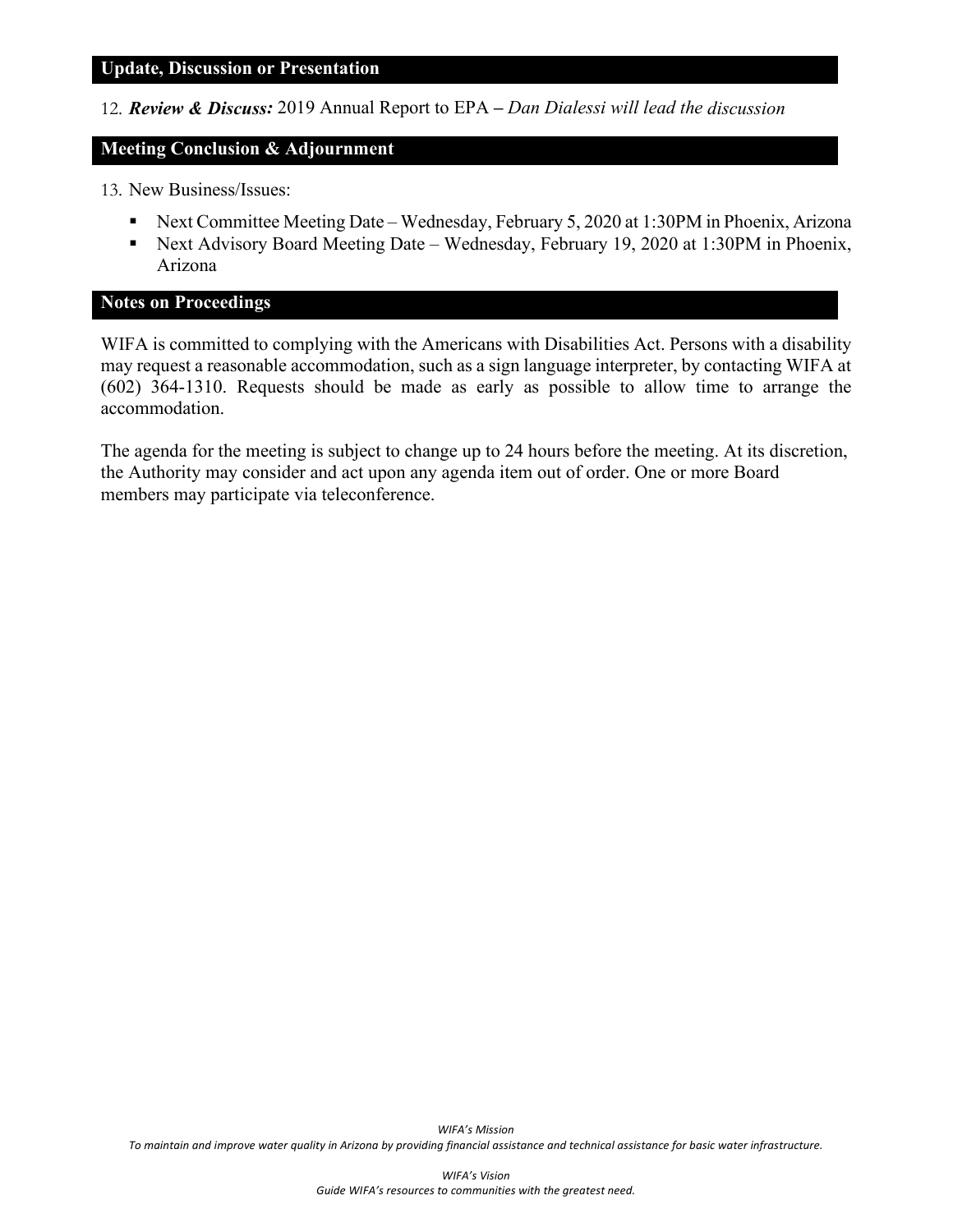## Update, Discussion or Presentation

12. ***Review & Discuss:*** 2019 Annual Report to EPA – *Dan Dialessi will lead the discussion*

## Meeting Conclusion & Adjournment

13. New Business/Issues:
    - Next Committee Meeting Date – Wednesday, February 5, 2020 at 1:30PM in Phoenix, Arizona
    - Next Advisory Board Meeting Date – Wednesday, February 19, 2020 at 1:30PM in Phoenix, Arizona

## Notes on Proceedings

WIFA is committed to complying with the Americans with Disabilities Act. Persons with a disability may request a reasonable accommodation, such as a sign language interpreter, by contacting WIFA at (602) 364-1310. Requests should be made as early as possible to allow time to arrange the accommodation.

The agenda for the meeting is subject to change up to 24 hours before the meeting. At its discretion, the Authority may consider and act upon any agenda item out of order. One or more Board members may participate via teleconference.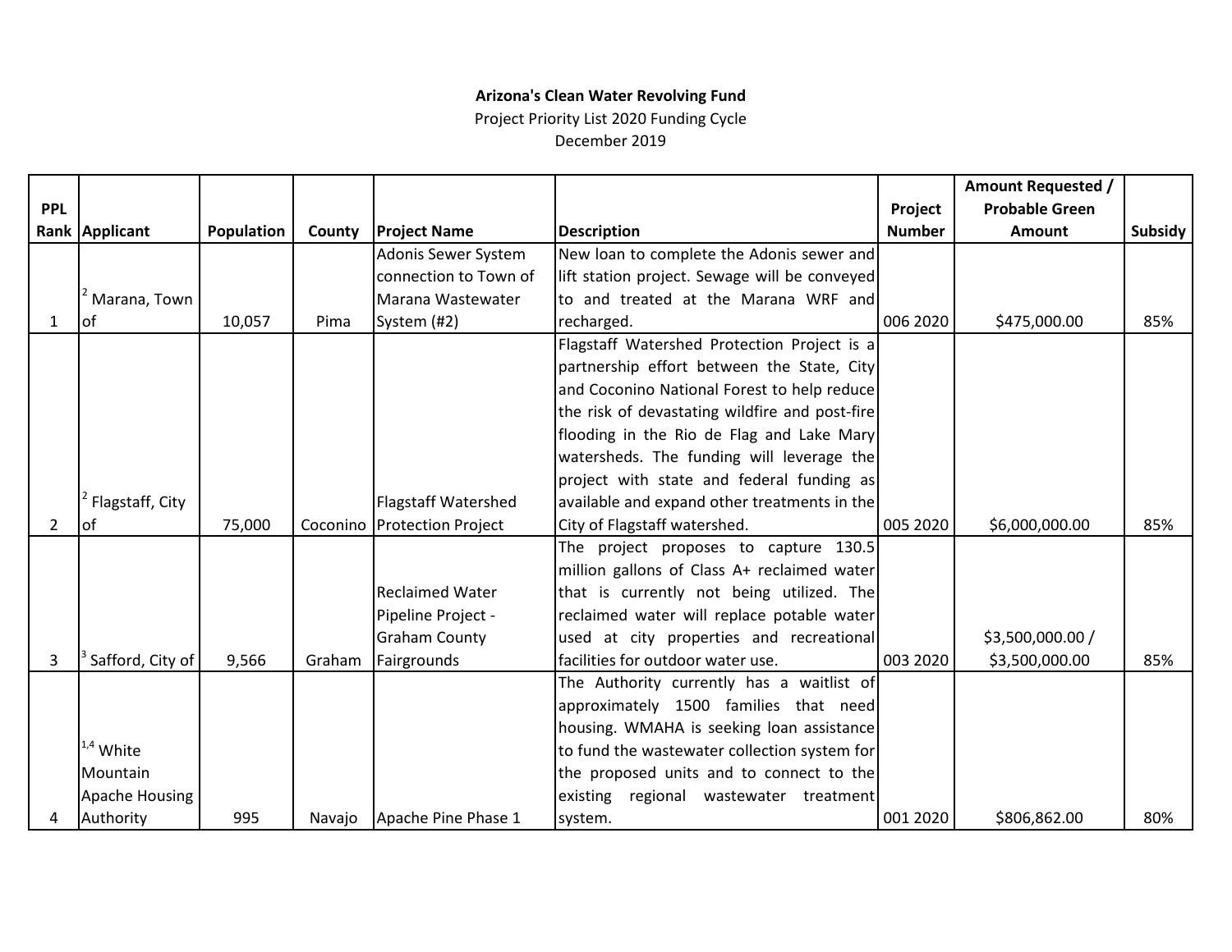**Arizona's Clean Water Revolving Fund**

Project Priority List 2020 Funding Cycle

December 2019

| PPL Rank | Applicant | Population | County | Project Name | Description | Project Number | Amount Requested / Probable Green Amount | Subsidy |
|---|---|---|---|---|---|---|---|---|
| 1 | [2] Marana, Town of | 10,057 | Pima | Adonis Sewer System connection to Town of Marana Wastewater System (#2) | New loan to complete the Adonis sewer and lift station project. Sewage will be conveyed to and treated at the Marana WRF and recharged. | 006 2020 | $475,000.00 | 85% |
| 2 | [2] Flagstaff, City of | 75,000 | Coconino | Flagstaff Watershed Protection Project | Flagstaff Watershed Protection Project is a partnership effort between the State, City and Coconino National Forest to help reduce the risk of devastating wildfire and post-fire flooding in the Rio de Flag and Lake Mary watersheds. The funding will leverage the project with state and federal funding as available and expand other treatments in the City of Flagstaff watershed. | 005 2020 | $6,000,000.00 | 85% |
| 3 | [3] Safford, City of | 9,566 | Graham | Reclaimed Water Pipeline Project - Graham County Fairgrounds | The project proposes to capture 130.5 million gallons of Class A+ reclaimed water that is currently not being utilized. The reclaimed water will replace potable water used at city properties and recreational facilities for outdoor water use. | 003 2020 | $3,500,000.00 / $3,500,000.00 | 85% |
| 4 | [1,4] White Mountain Apache Housing Authority | 995 | Navajo | Apache Pine Phase 1 | The Authority currently has a waitlist of approximately 1500 families that need housing. WMAHA is seeking loan assistance to fund the wastewater collection system for the proposed units and to connect to the existing regional wastewater treatment system. | 001 2020 | $806,862.00 | 80% |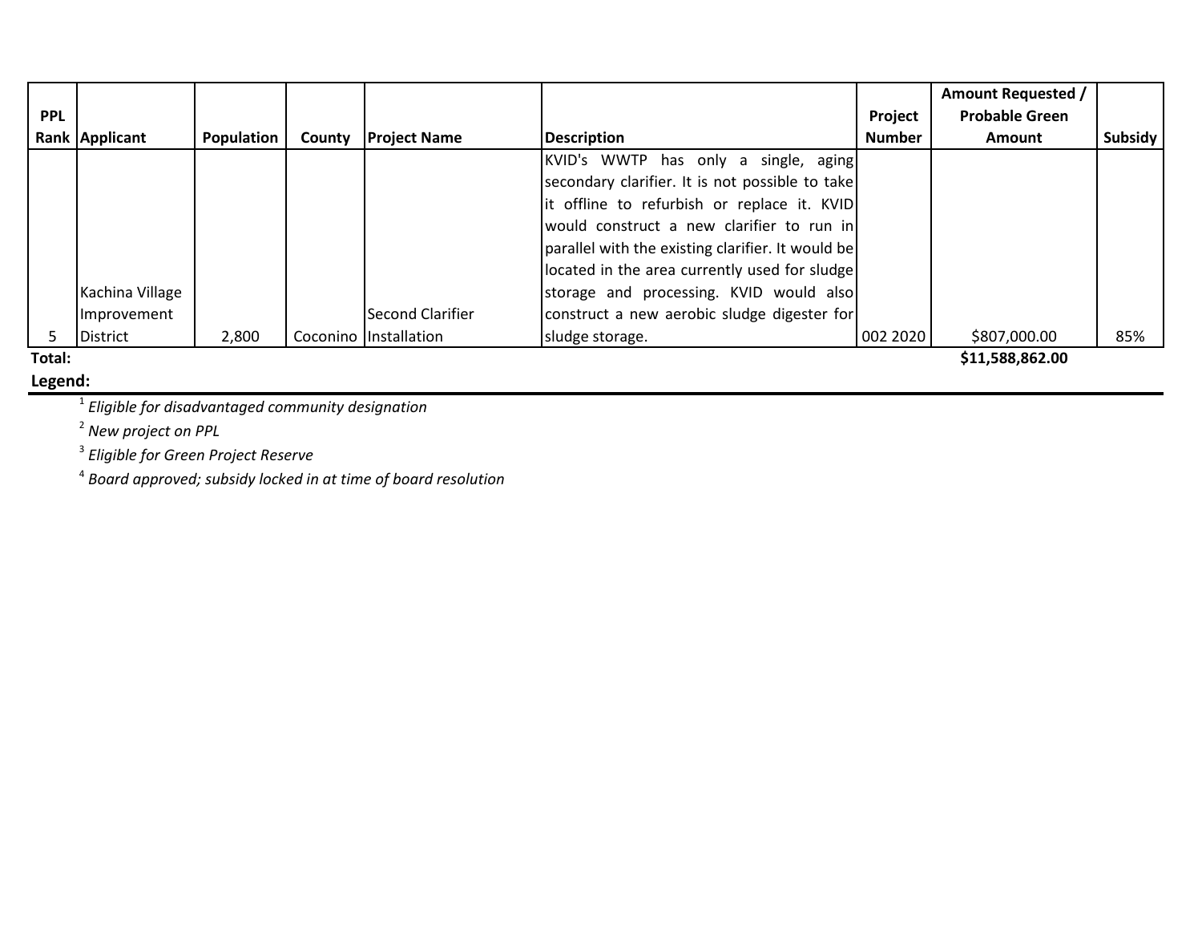| PPL Rank | Applicant | Population | County | Project Name | Description | Project Number | Amount Requested / Probable Green Amount | Subsidy |
|---|---|---|---|---|---|---|---|---|
| 5 | Kachina Village Improvement District | 2,800 | Coconino | Second Clarifier Installation | KVID's WWTP has only a single, aging secondary clarifier. It is not possible to take it offline to refurbish or replace it. KVID would construct a new clarifier to run in parallel with the existing clarifier. It would be located in the area currently used for sludge storage and processing. KVID would also construct a new aerobic sludge digester for sludge storage. | 002 2020 | $807,000.00 | 85% |
| **Total:** | | | | | | | **$11,588,862.00** | |

**Legend:**

[1] *Eligible for disadvantaged community designation*

[2] *New project on PPL*

[3] *Eligible for Green Project Reserve*

[4] *Board approved; subsidy locked in at time of board resolution*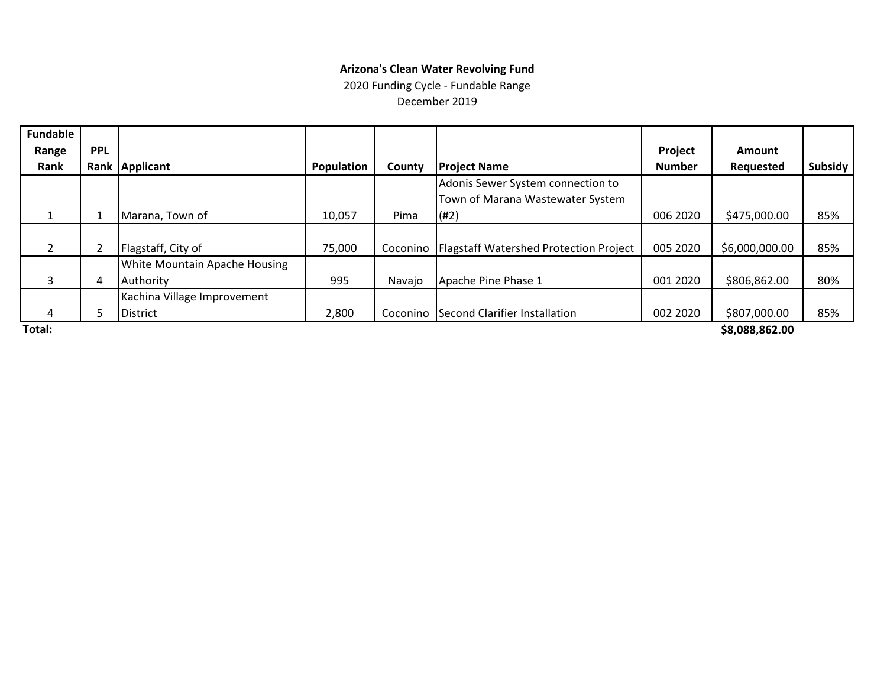**Arizona's Clean Water Revolving Fund**

2020 Funding Cycle - Fundable Range

December 2019

| Fundable Range Rank | PPL Rank | Applicant | Population | County | Project Name | Project Number | Amount Requested | Subsidy |
|---|---|---|---|---|---|---|---|---|
| 1 | 1 | Marana, Town of | 10,057 | Pima | Adonis Sewer System connection to Town of Marana Wastewater System (#2) | 006 2020 | $475,000.00 | 85% |
| 2 | 2 | Flagstaff, City of | 75,000 | Coconino | Flagstaff Watershed Protection Project | 005 2020 | $6,000,000.00 | 85% |
| 3 | 4 | White Mountain Apache Housing Authority | 995 | Navajo | Apache Pine Phase 1 | 001 2020 | $806,862.00 | 80% |
| 4 | 5 | Kachina Village Improvement District | 2,800 | Coconino | Second Clarifier Installation | 002 2020 | $807,000.00 | 85% |
| **Total:** | | | | | | | **$8,088,862.00** | |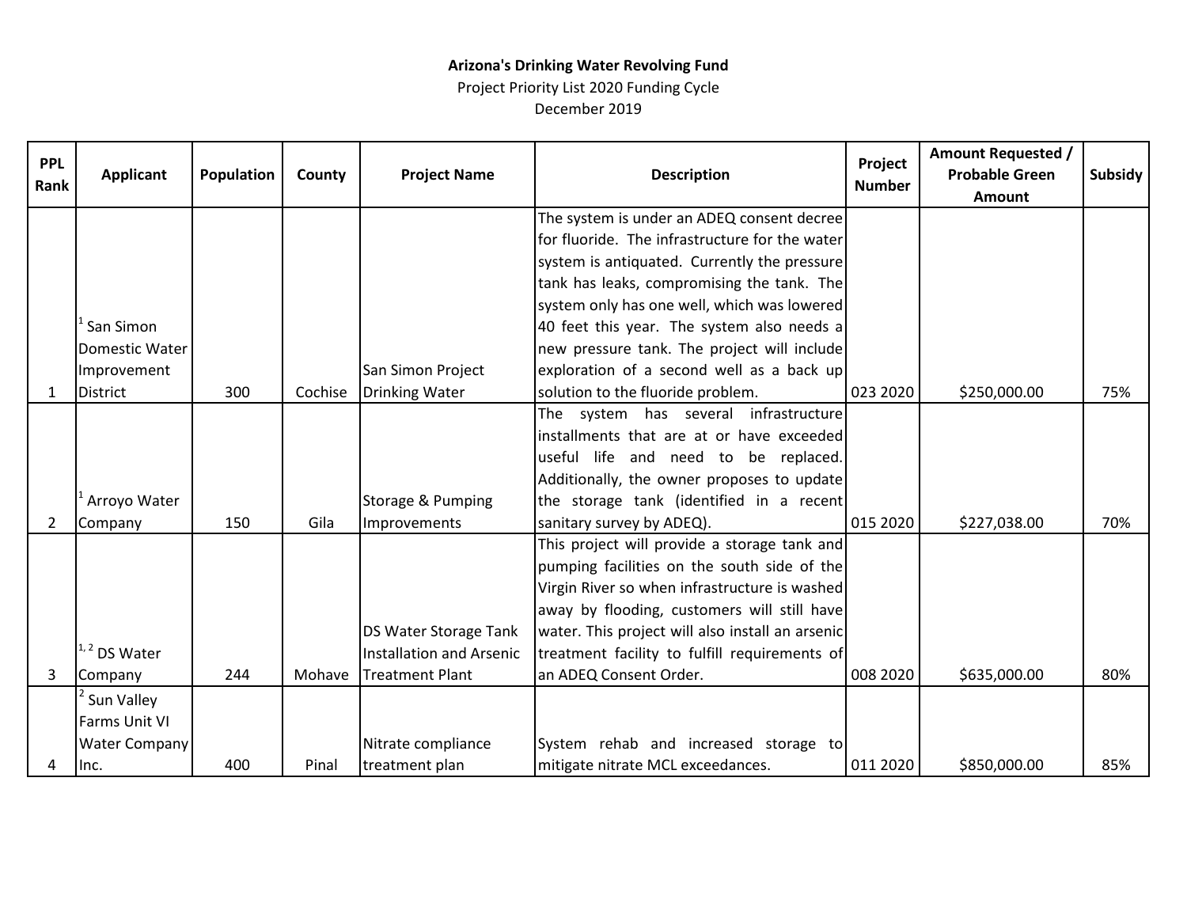**Arizona's Drinking Water Revolving Fund**

Project Priority List 2020 Funding Cycle

December 2019

| PPL Rank | Applicant | Population | County | Project Name | Description | Project Number | Amount Requested / Probable Green Amount | Subsidy |
|---|---|---|---|---|---|---|---|---|
| 1 | [1] San Simon Domestic Water Improvement District | 300 | Cochise | San Simon Project Drinking Water | The system is under an ADEQ consent decree for fluoride. The infrastructure for the water system is antiquated. Currently the pressure tank has leaks, compromising the tank. The system only has one well, which was lowered 40 feet this year. The system also needs a new pressure tank. The project will include exploration of a second well as a back up solution to the fluoride problem. | 023 2020 | $250,000.00 | 75% |
| 2 | [1] Arroyo Water Company | 150 | Gila | Storage & Pumping Improvements | The system has several infrastructure installments that are at or have exceeded useful life and need to be replaced. Additionally, the owner proposes to update the storage tank (identified in a recent sanitary survey by ADEQ). | 015 2020 | $227,038.00 | 70% |
| 3 | [1, 2] DS Water Company | 244 | Mohave | DS Water Storage Tank Installation and Arsenic Treatment Plant | This project will provide a storage tank and pumping facilities on the south side of the Virgin River so when infrastructure is washed away by flooding, customers will still have water. This project will also install an arsenic treatment facility to fulfill requirements of an ADEQ Consent Order. | 008 2020 | $635,000.00 | 80% |
| 4 | [2] Sun Valley Farms Unit VI Water Company Inc. | 400 | Pinal | Nitrate compliance treatment plan | System rehab and increased storage to mitigate nitrate MCL exceedances. | 011 2020 | $850,000.00 | 85% |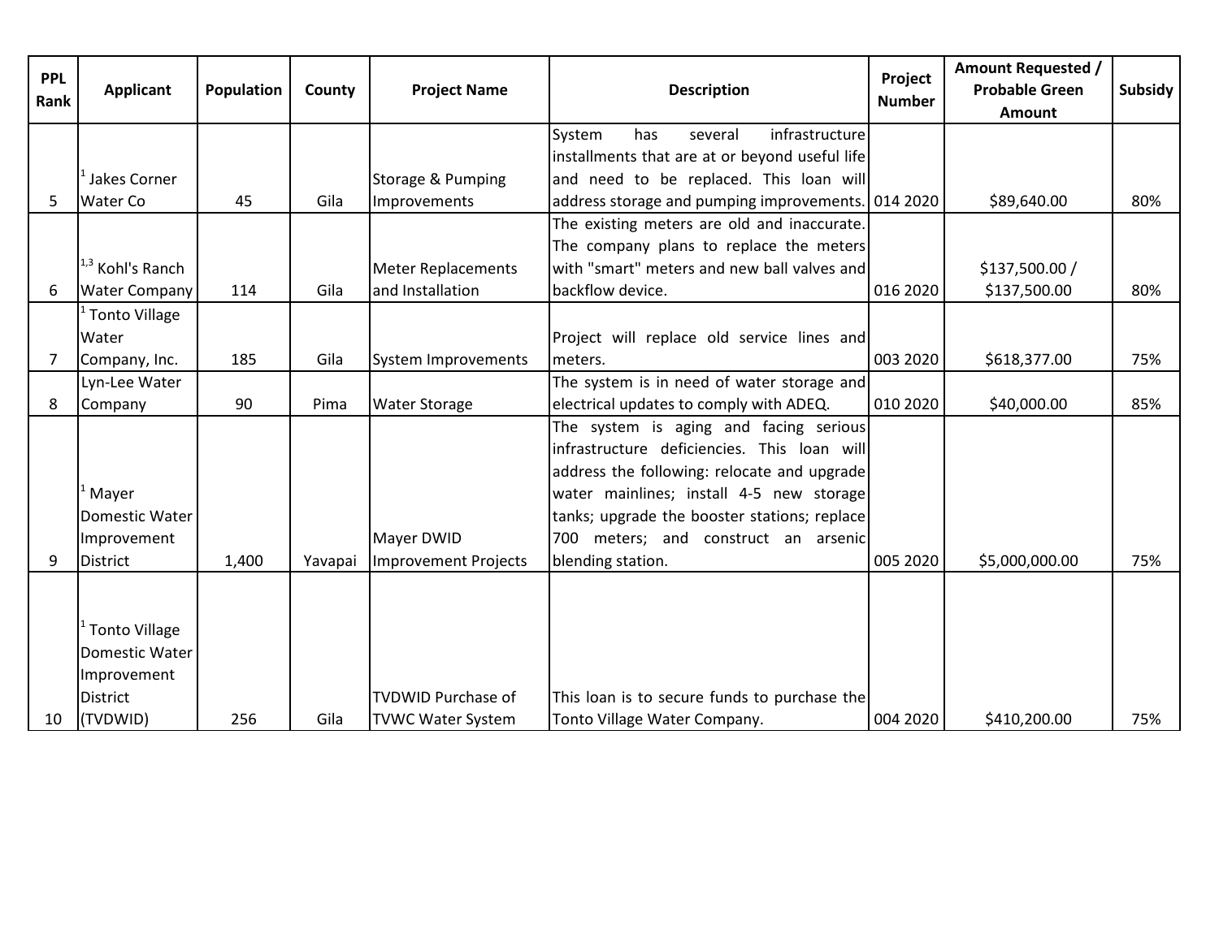| PPL Rank | Applicant | Population | County | Project Name | Description | Project Number | Amount Requested / Probable Green Amount | Subsidy |
|---|---|---|---|---|---|---|---|---|
| 5 | [1] Jakes Corner Water Co | 45 | Gila | Storage & Pumping Improvements | System has several infrastructure installments that are at or beyond useful life and need to be replaced. This loan will address storage and pumping improvements. | 014 2020 | $89,640.00 | 80% |
| 6 | [1,3] Kohl's Ranch Water Company | 114 | Gila | Meter Replacements and Installation | The existing meters are old and inaccurate. The company plans to replace the meters with "smart" meters and new ball valves and backflow device. | 016 2020 | $137,500.00 / $137,500.00 | 80% |
| 7 | [1] Tonto Village Water Company, Inc. | 185 | Gila | System Improvements | Project will replace old service lines and meters. | 003 2020 | $618,377.00 | 75% |
| 8 | Lyn-Lee Water Company | 90 | Pima | Water Storage | The system is in need of water storage and electrical updates to comply with ADEQ. | 010 2020 | $40,000.00 | 85% |
| 9 | [1] Mayer Domestic Water Improvement District | 1,400 | Yavapai | Mayer DWID Improvement Projects | The system is aging and facing serious infrastructure deficiencies. This loan will address the following: relocate and upgrade water mainlines; install 4-5 new storage tanks; upgrade the booster stations; replace 700 meters; and construct an arsenic blending station. | 005 2020 | $5,000,000.00 | 75% |
| 10 | [1] Tonto Village Domestic Water Improvement District (TVDWID) | 256 | Gila | TVDWID Purchase of TVWC Water System | This loan is to secure funds to purchase the Tonto Village Water Company. | 004 2020 | $410,200.00 | 75% |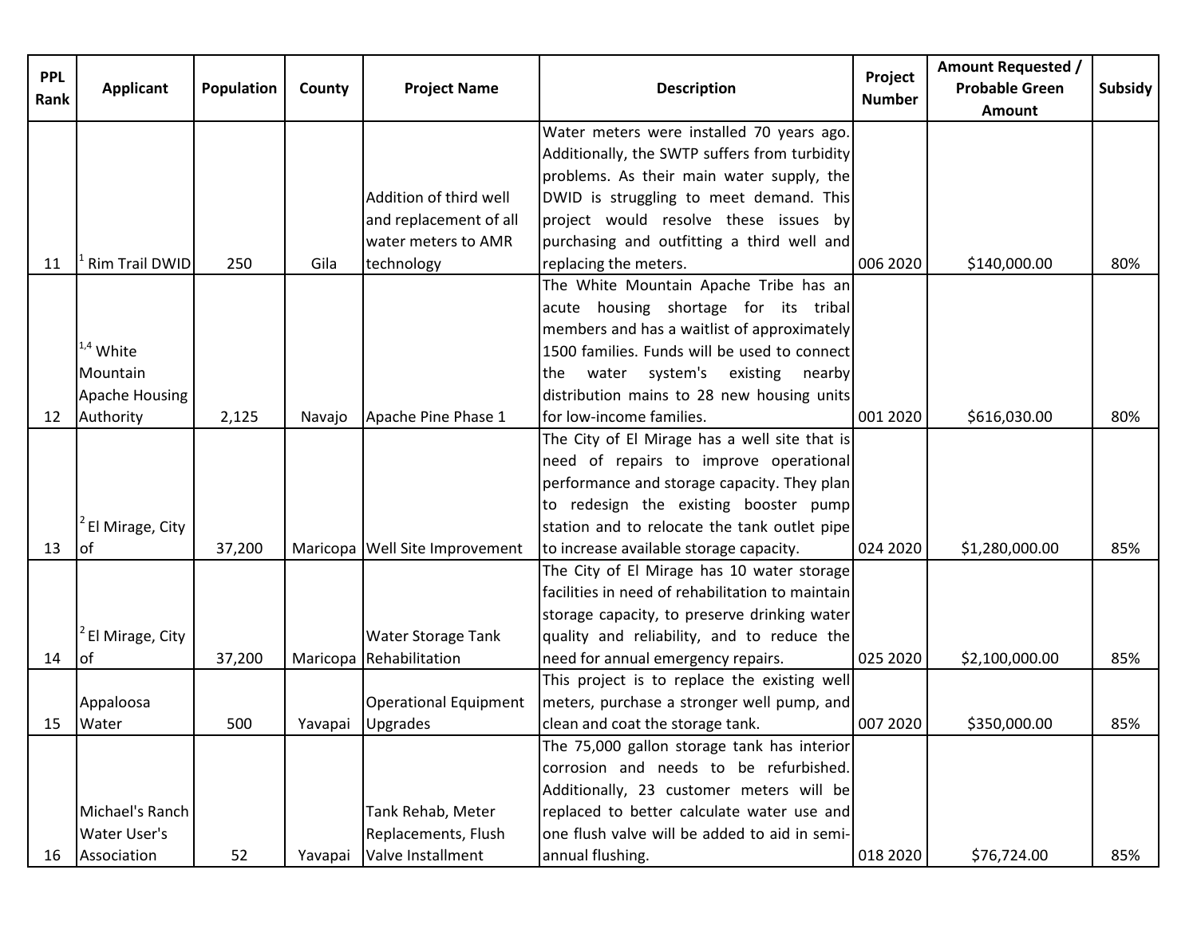| PPL Rank | Applicant | Population | County | Project Name | Description | Project Number | Amount Requested / Probable Green Amount | Subsidy |
|---|---|---|---|---|---|---|---|---|
| 11 | [1] Rim Trail DWID | 250 | Gila | Addition of third well and replacement of all water meters to AMR technology | Water meters were installed 70 years ago. Additionally, the SWTP suffers from turbidity problems. As their main water supply, the DWID is struggling to meet demand. This project would resolve these issues by purchasing and outfitting a third well and replacing the meters. | 006 2020 | $140,000.00 | 80% |
| 12 | [1,4] White Mountain Apache Housing Authority | 2,125 | Navajo | Apache Pine Phase 1 | The White Mountain Apache Tribe has an acute housing shortage for its tribal members and has a waitlist of approximately 1500 families. Funds will be used to connect the water system's existing nearby distribution mains to 28 new housing units for low-income families. | 001 2020 | $616,030.00 | 80% |
| 13 | [2] El Mirage, City of | 37,200 | Maricopa | Well Site Improvement | The City of El Mirage has a well site that is need of repairs to improve operational performance and storage capacity. They plan to redesign the existing booster pump station and to relocate the tank outlet pipe to increase available storage capacity. | 024 2020 | $1,280,000.00 | 85% |
| 14 | [2] El Mirage, City of | 37,200 | Maricopa | Water Storage Tank Rehabilitation | The City of El Mirage has 10 water storage facilities in need of rehabilitation to maintain storage capacity, to preserve drinking water quality and reliability, and to reduce the need for annual emergency repairs. | 025 2020 | $2,100,000.00 | 85% |
| 15 | Appaloosa Water | 500 | Yavapai | Operational Equipment Upgrades | This project is to replace the existing well meters, purchase a stronger well pump, and clean and coat the storage tank. | 007 2020 | $350,000.00 | 85% |
| 16 | Michael's Ranch Water User's Association | 52 | Yavapai | Tank Rehab, Meter Replacements, Flush Valve Installment | The 75,000 gallon storage tank has interior corrosion and needs to be refurbished. Additionally, 23 customer meters will be replaced to better calculate water use and one flush valve will be added to aid in semi-annual flushing. | 018 2020 | $76,724.00 | 85% |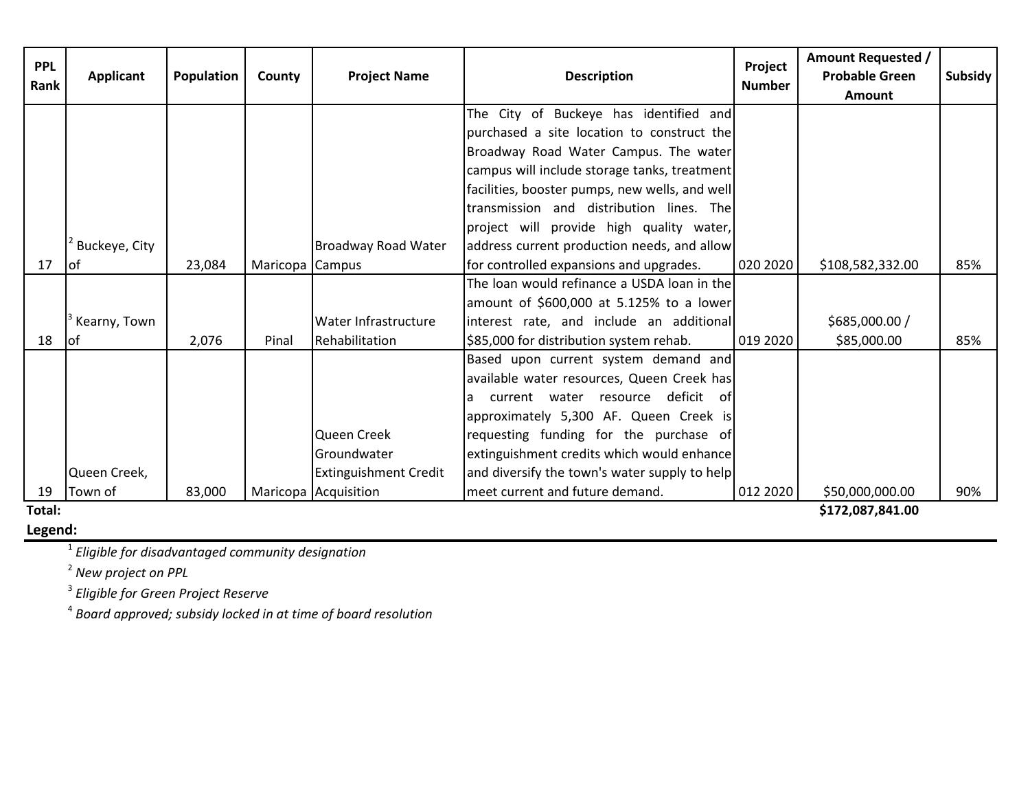| PPL Rank | Applicant | Population | County | Project Name | Description | Project Number | Amount Requested / Probable Green Amount | Subsidy |
|---|---|---|---|---|---|---|---|---|
| 17 | [2] Buckeye, City of | 23,084 | Maricopa | Broadway Road Water Campus | The City of Buckeye has identified and purchased a site location to construct the Broadway Road Water Campus. The water campus will include storage tanks, treatment facilities, booster pumps, new wells, and well transmission and distribution lines. The project will provide high quality water, address current production needs, and allow for controlled expansions and upgrades. | 020 2020 | $108,582,332.00 | 85% |
| 18 | [3] Kearny, Town of | 2,076 | Pinal | Water Infrastructure Rehabilitation | The loan would refinance a USDA loan in the amount of $600,000 at 5.125% to a lower interest rate, and include an additional $85,000 for distribution system rehab. | 019 2020 | $685,000.00 / $85,000.00 | 85% |
| 19 | Queen Creek, Town of | 83,000 | Maricopa | Queen Creek Groundwater Extinguishment Credit Acquisition | Based upon current system demand and available water resources, Queen Creek has a current water resource deficit of approximately 5,300 AF. Queen Creek is requesting funding for the purchase of extinguishment credits which would enhance and diversify the town's water supply to help meet current and future demand. | 012 2020 | $50,000,000.00 | 90% |
| **Total:** | | | | | | | **$172,087,841.00** | |

**Legend:**

[1] *Eligible for disadvantaged community designation*

[2] *New project on PPL*

[3] *Eligible for Green Project Reserve*

[4] *Board approved; subsidy locked in at time of board resolution*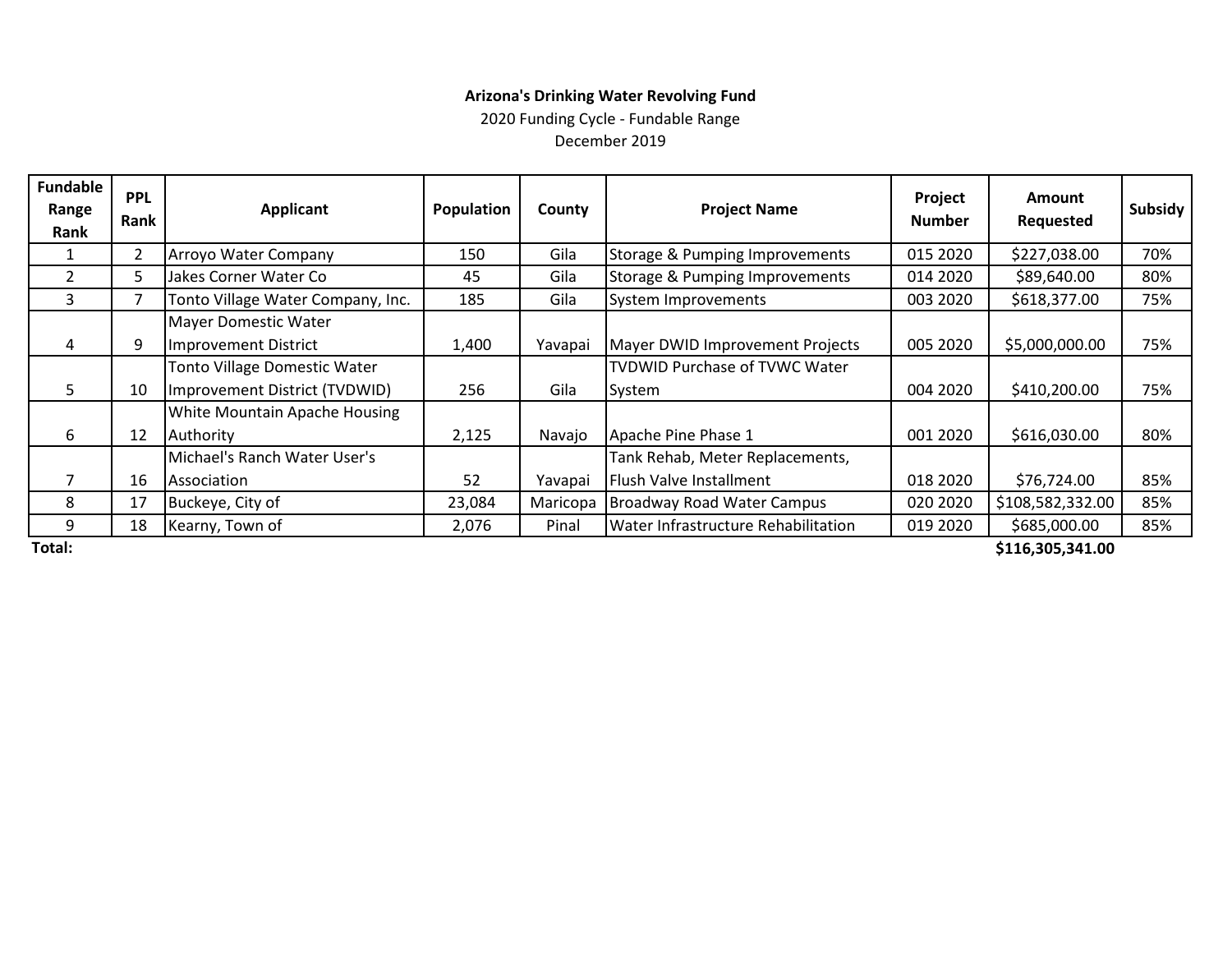**Arizona's Drinking Water Revolving Fund**

2020 Funding Cycle - Fundable Range

December 2019

| Fundable Range Rank | PPL Rank | Applicant | Population | County | Project Name | Project Number | Amount Requested | Subsidy |
|---|---|---|---|---|---|---|---|---|
| 1 | 2 | Arroyo Water Company | 150 | Gila | Storage & Pumping Improvements | 015 2020 | $227,038.00 | 70% |
| 2 | 5 | Jakes Corner Water Co | 45 | Gila | Storage & Pumping Improvements | 014 2020 | $89,640.00 | 80% |
| 3 | 7 | Tonto Village Water Company, Inc. | 185 | Gila | System Improvements | 003 2020 | $618,377.00 | 75% |
| 4 | 9 | Mayer Domestic Water Improvement District | 1,400 | Yavapai | Mayer DWID Improvement Projects | 005 2020 | $5,000,000.00 | 75% |
| 5 | 10 | Tonto Village Domestic Water Improvement District (TVDWID) | 256 | Gila | TVDWID Purchase of TVWC Water System | 004 2020 | $410,200.00 | 75% |
| 6 | 12 | White Mountain Apache Housing Authority | 2,125 | Navajo | Apache Pine Phase 1 | 001 2020 | $616,030.00 | 80% |
| 7 | 16 | Michael's Ranch Water User's Association | 52 | Yavapai | Tank Rehab, Meter Replacements, Flush Valve Installment | 018 2020 | $76,724.00 | 85% |
| 8 | 17 | Buckeye, City of | 23,084 | Maricopa | Broadway Road Water Campus | 020 2020 | $108,582,332.00 | 85% |
| 9 | 18 | Kearny, Town of | 2,076 | Pinal | Water Infrastructure Rehabilitation | 019 2020 | $685,000.00 | 85% |
| **Total:** | | | | | | | **$116,305,341.00** | |